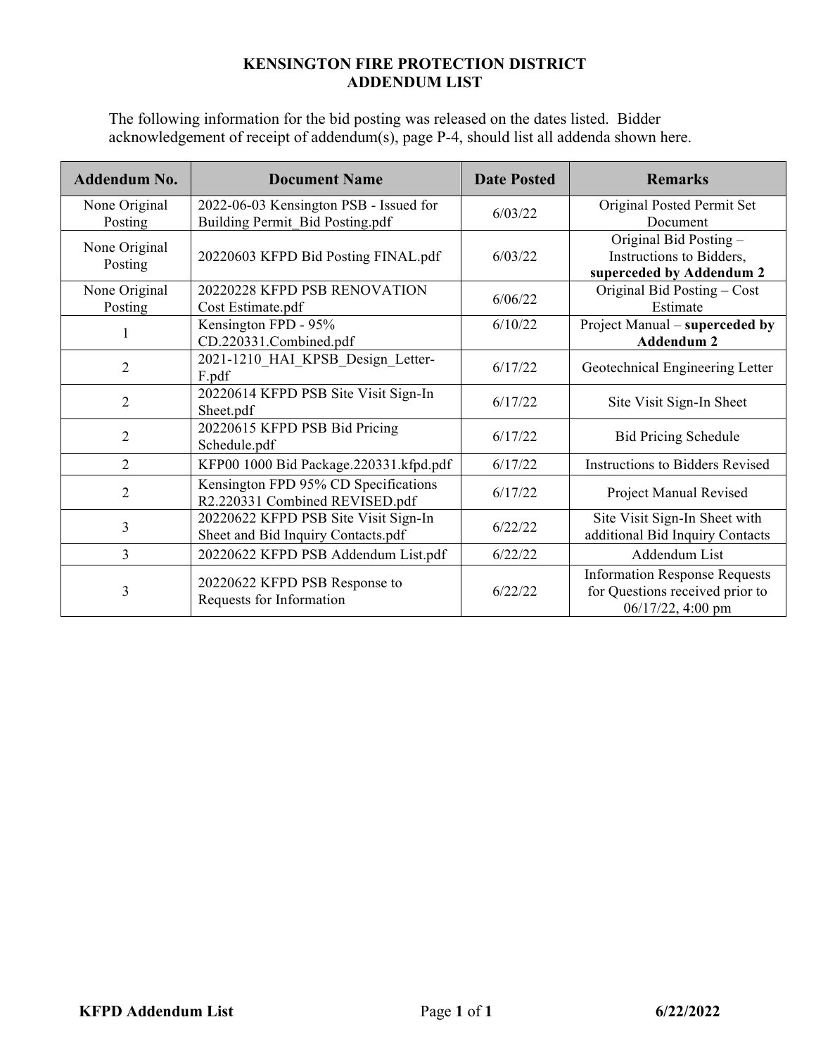# KENSINGTON FIRE PROTECTION DISTRICT
# ADDENDUM LIST

The following information for the bid posting was released on the dates listed. Bidder acknowledgement of receipt of addendum(s), page P-4, should list all addenda shown here.

| Addendum No. | Document Name | Date Posted | Remarks |
|---|---|---|---|
| None Original Posting | 2022-06-03 Kensington PSB - Issued for Building Permit_Bid Posting.pdf | 6/03/22 | Original Posted Permit Set Document |
| None Original Posting | 20220603 KFPD Bid Posting FINAL.pdf | 6/03/22 | Original Bid Posting – Instructions to Bidders, **superceded by Addendum 2** |
| None Original Posting | 20220228 KFPD PSB RENOVATION Cost Estimate.pdf | 6/06/22 | Original Bid Posting – Cost Estimate |
| 1 | Kensington FPD - 95% CD.220331.Combined.pdf | 6/10/22 | Project Manual – **superceded by Addendum 2** |
| 2 | 2021-1210_HAI_KPSB_Design_Letter-F.pdf | 6/17/22 | Geotechnical Engineering Letter |
| 2 | 20220614 KFPD PSB Site Visit Sign-In Sheet.pdf | 6/17/22 | Site Visit Sign-In Sheet |
| 2 | 20220615 KFPD PSB Bid Pricing Schedule.pdf | 6/17/22 | Bid Pricing Schedule |
| 2 | KFP00 1000 Bid Package.220331.kfpd.pdf | 6/17/22 | Instructions to Bidders Revised |
| 2 | Kensington FPD 95% CD Specifications R2.220331 Combined REVISED.pdf | 6/17/22 | Project Manual Revised |
| 3 | 20220622 KFPD PSB Site Visit Sign-In Sheet and Bid Inquiry Contacts.pdf | 6/22/22 | Site Visit Sign-In Sheet with additional Bid Inquiry Contacts |
| 3 | 20220622 KFPD PSB Addendum List.pdf | 6/22/22 | Addendum List |
| 3 | 20220622 KFPD PSB Response to Requests for Information | 6/22/22 | Information Response Requests for Questions received prior to 06/17/22, 4:00 pm |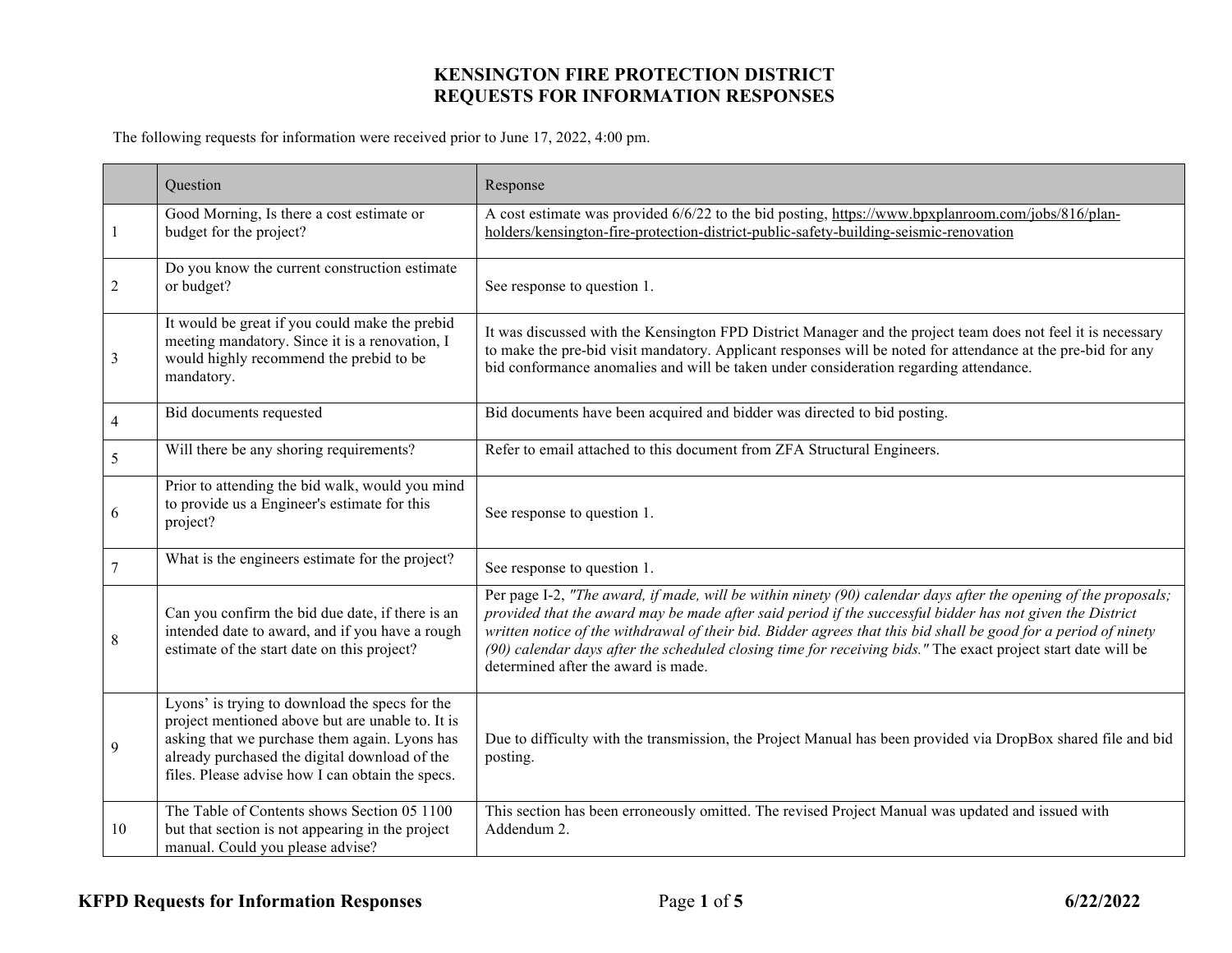# KENSINGTON FIRE PROTECTION DISTRICT
# REQUESTS FOR INFORMATION RESPONSES

The following requests for information were received prior to June 17, 2022, 4:00 pm.

| | Question | Response |
|---|---|---|
| 1 | Good Morning, Is there a cost estimate or budget for the project? | A cost estimate was provided 6/6/22 to the bid posting, https://www.bpxplanroom.com/jobs/816/plan-holders/kensington-fire-protection-district-public-safety-building-seismic-renovation |
| 2 | Do you know the current construction estimate or budget? | See response to question 1. |
| 3 | It would be great if you could make the prebid meeting mandatory. Since it is a renovation, I would highly recommend the prebid to be mandatory. | It was discussed with the Kensington FPD District Manager and the project team does not feel it is necessary to make the pre-bid visit mandatory. Applicant responses will be noted for attendance at the pre-bid for any bid conformance anomalies and will be taken under consideration regarding attendance. |
| 4 | Bid documents requested | Bid documents have been acquired and bidder was directed to bid posting. |
| 5 | Will there be any shoring requirements? | Refer to email attached to this document from ZFA Structural Engineers. |
| 6 | Prior to attending the bid walk, would you mind to provide us a Engineer's estimate for this project? | See response to question 1. |
| 7 | What is the engineers estimate for the project? | See response to question 1. |
| 8 | Can you confirm the bid due date, if there is an intended date to award, and if you have a rough estimate of the start date on this project? | Per page I-2, *"The award, if made, will be within ninety (90) calendar days after the opening of the proposals; provided that the award may be made after said period if the successful bidder has not given the District written notice of the withdrawal of their bid. Bidder agrees that this bid shall be good for a period of ninety (90) calendar days after the scheduled closing time for receiving bids."* The exact project start date will be determined after the award is made. |
| 9 | Lyons' is trying to download the specs for the project mentioned above but are unable to. It is asking that we purchase them again. Lyons has already purchased the digital download of the files. Please advise how I can obtain the specs. | Due to difficulty with the transmission, the Project Manual has been provided via DropBox shared file and bid posting. |
| 10 | The Table of Contents shows Section 05 1100 but that section is not appearing in the project manual. Could you please advise? | This section has been erroneously omitted. The revised Project Manual was updated and issued with Addendum 2. |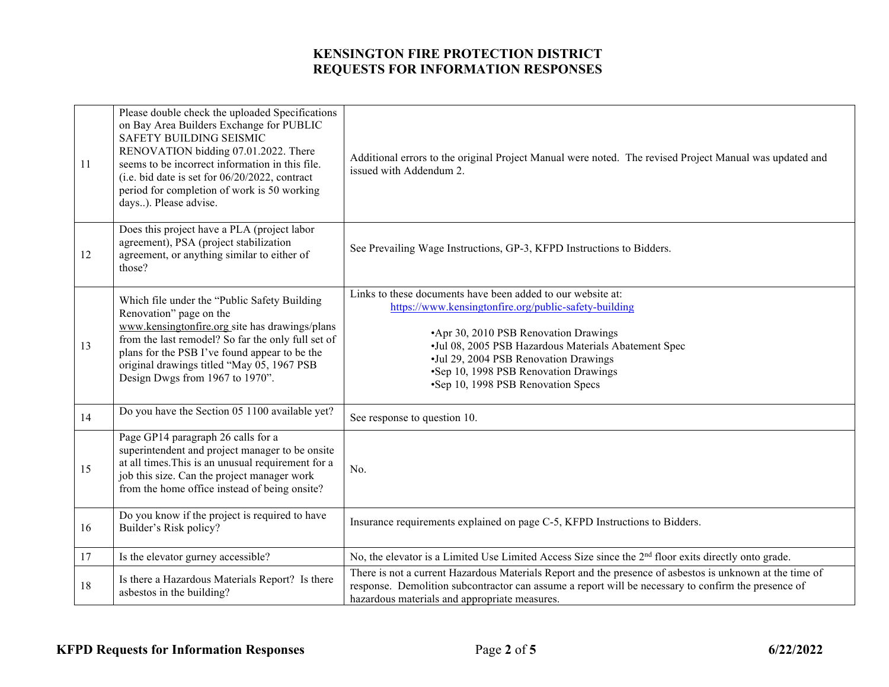# KENSINGTON FIRE PROTECTION DISTRICT
# REQUESTS FOR INFORMATION RESPONSES

| | | |
|---|---|---|
| 11 | Please double check the uploaded Specifications on Bay Area Builders Exchange for PUBLIC SAFETY BUILDING SEISMIC RENOVATION bidding 07.01.2022. There seems to be incorrect information in this file. (i.e. bid date is set for 06/20/2022, contract period for completion of work is 50 working days..). Please advise. | Additional errors to the original Project Manual were noted. The revised Project Manual was updated and issued with Addendum 2. |
| 12 | Does this project have a PLA (project labor agreement), PSA (project stabilization agreement, or anything similar to either of those? | See Prevailing Wage Instructions, GP-3, KFPD Instructions to Bidders. |
| 13 | Which file under the "Public Safety Building Renovation" page on the www.kensingtonfire.org site has drawings/plans from the last remodel? So far the only full set of plans for the PSB I've found appear to be the original drawings titled "May 05, 1967 PSB Design Dwgs from 1967 to 1970". | Links to these documents have been added to our website at: https://www.kensingtonfire.org/public-safety-building<br><br>•Apr 30, 2010 PSB Renovation Drawings<br>•Jul 08, 2005 PSB Hazardous Materials Abatement Spec<br>•Jul 29, 2004 PSB Renovation Drawings<br>•Sep 10, 1998 PSB Renovation Drawings<br>•Sep 10, 1998 PSB Renovation Specs |
| 14 | Do you have the Section 05 1100 available yet? | See response to question 10. |
| 15 | Page GP14 paragraph 26 calls for a superintendent and project manager to be onsite at all times.This is an unusual requirement for a job this size. Can the project manager work from the home office instead of being onsite? | No. |
| 16 | Do you know if the project is required to have Builder's Risk policy? | Insurance requirements explained on page C-5, KFPD Instructions to Bidders. |
| 17 | Is the elevator gurney accessible? | No, the elevator is a Limited Use Limited Access Size since the 2nd floor exits directly onto grade. |
| 18 | Is there a Hazardous Materials Report? Is there asbestos in the building? | There is not a current Hazardous Materials Report and the presence of asbestos is unknown at the time of response. Demolition subcontractor can assume a report will be necessary to confirm the presence of hazardous materials and appropriate measures. |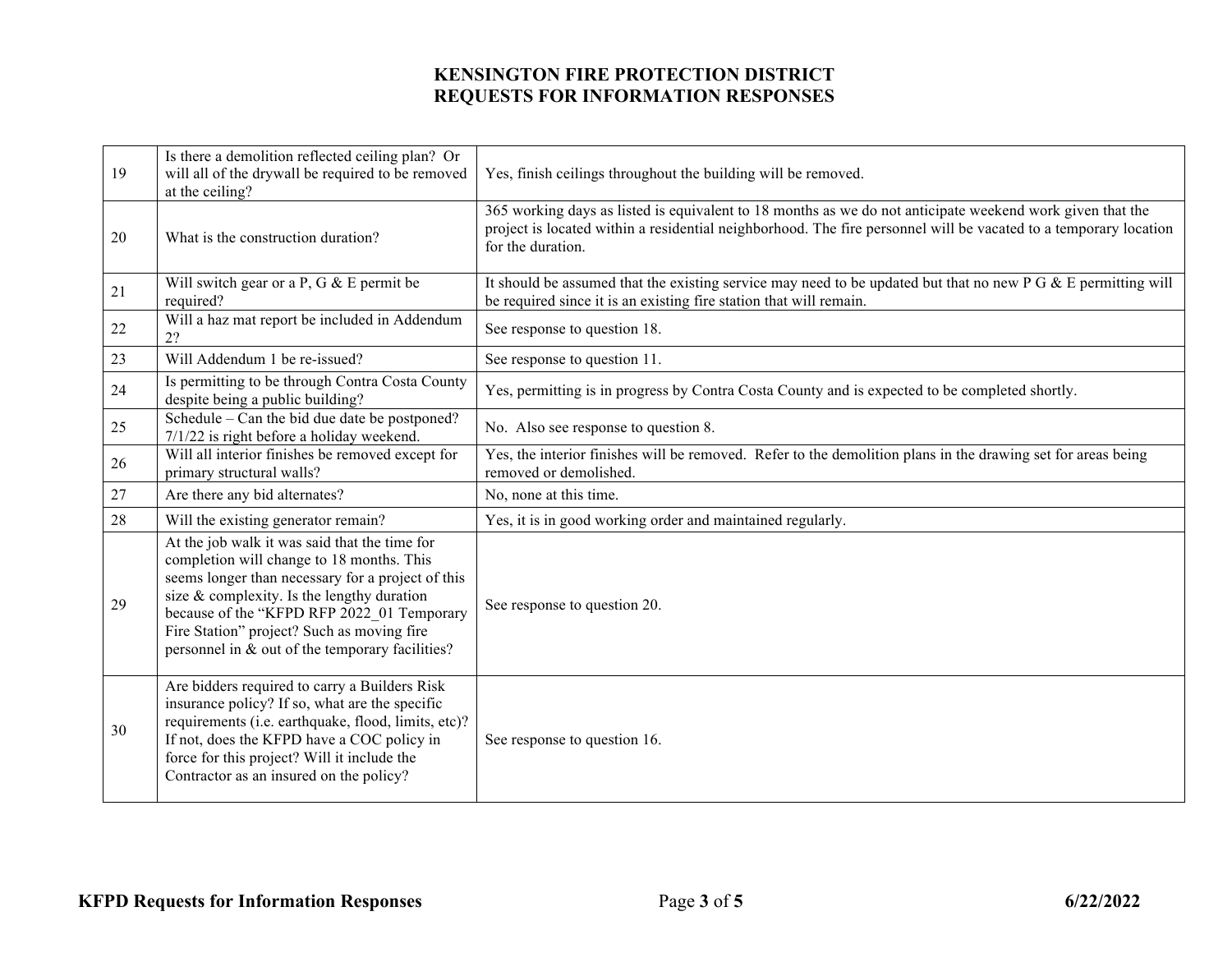# KENSINGTON FIRE PROTECTION DISTRICT
# REQUESTS FOR INFORMATION RESPONSES

| | | |
|---|---|---|
| 19 | Is there a demolition reflected ceiling plan? Or will all of the drywall be required to be removed at the ceiling? | Yes, finish ceilings throughout the building will be removed. |
| 20 | What is the construction duration? | 365 working days as listed is equivalent to 18 months as we do not anticipate weekend work given that the project is located within a residential neighborhood. The fire personnel will be vacated to a temporary location for the duration. |
| 21 | Will switch gear or a P, G & E permit be required? | It should be assumed that the existing service may need to be updated but that no new P G & E permitting will be required since it is an existing fire station that will remain. |
| 22 | Will a haz mat report be included in Addendum 2? | See response to question 18. |
| 23 | Will Addendum 1 be re-issued? | See response to question 11. |
| 24 | Is permitting to be through Contra Costa County despite being a public building? | Yes, permitting is in progress by Contra Costa County and is expected to be completed shortly. |
| 25 | Schedule – Can the bid due date be postponed? 7/1/22 is right before a holiday weekend. | No. Also see response to question 8. |
| 26 | Will all interior finishes be removed except for primary structural walls? | Yes, the interior finishes will be removed. Refer to the demolition plans in the drawing set for areas being removed or demolished. |
| 27 | Are there any bid alternates? | No, none at this time. |
| 28 | Will the existing generator remain? | Yes, it is in good working order and maintained regularly. |
| 29 | At the job walk it was said that the time for completion will change to 18 months. This seems longer than necessary for a project of this size & complexity. Is the lengthy duration because of the "KFPD RFP 2022_01 Temporary Fire Station" project? Such as moving fire personnel in & out of the temporary facilities? | See response to question 20. |
| 30 | Are bidders required to carry a Builders Risk insurance policy? If so, what are the specific requirements (i.e. earthquake, flood, limits, etc)? If not, does the KFPD have a COC policy in force for this project? Will it include the Contractor as an insured on the policy? | See response to question 16. |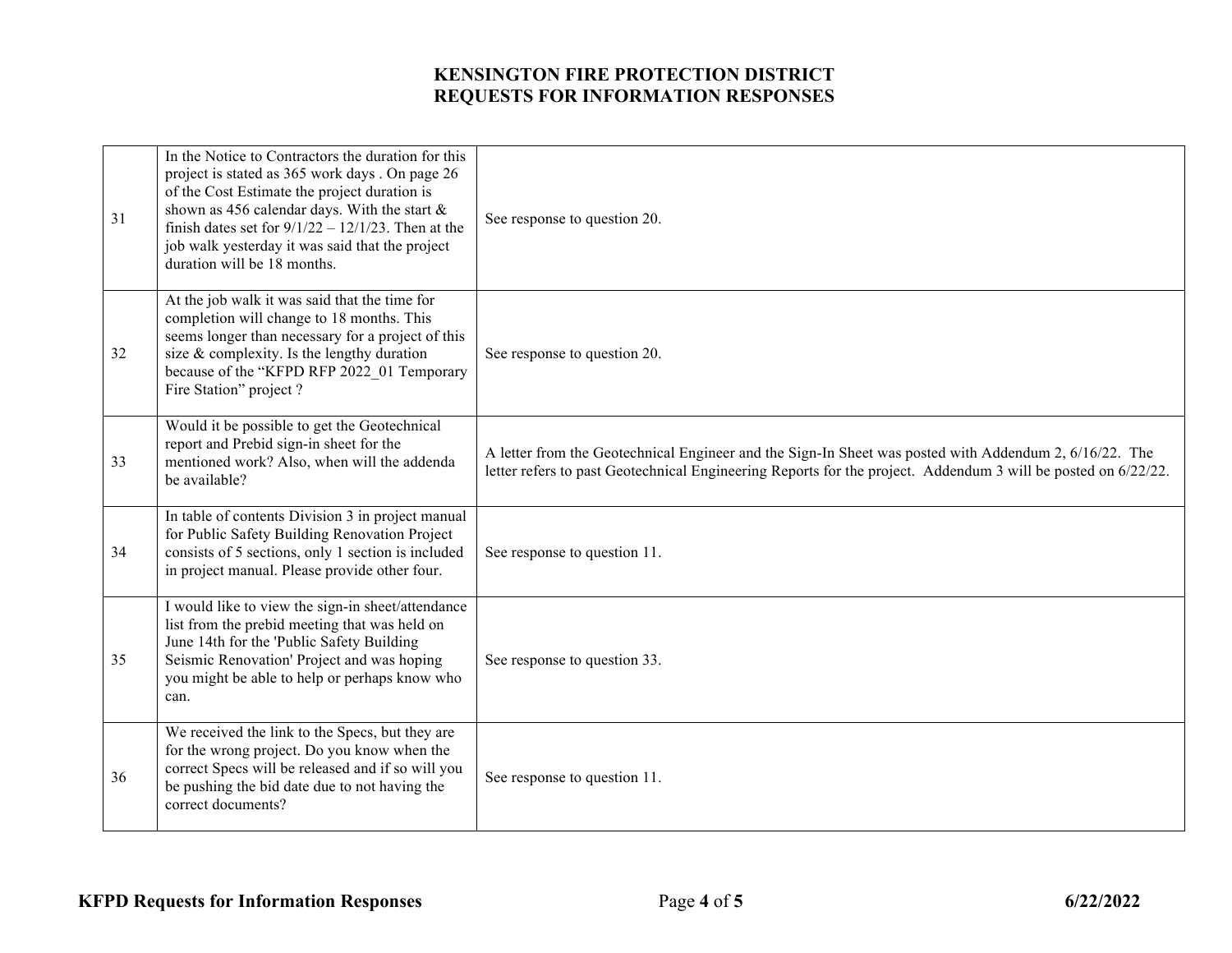# KENSINGTON FIRE PROTECTION DISTRICT
# REQUESTS FOR INFORMATION RESPONSES

| | | |
|---|---|---|
| 31 | In the Notice to Contractors the duration for this project is stated as 365 work days . On page 26 of the Cost Estimate the project duration is shown as 456 calendar days. With the start & finish dates set for 9/1/22 – 12/1/23. Then at the job walk yesterday it was said that the project duration will be 18 months. | See response to question 20. |
| 32 | At the job walk it was said that the time for completion will change to 18 months. This seems longer than necessary for a project of this size & complexity. Is the lengthy duration because of the "KFPD RFP 2022_01 Temporary Fire Station" project ? | See response to question 20. |
| 33 | Would it be possible to get the Geotechnical report and Prebid sign-in sheet for the mentioned work? Also, when will the addenda be available? | A letter from the Geotechnical Engineer and the Sign-In Sheet was posted with Addendum 2, 6/16/22. The letter refers to past Geotechnical Engineering Reports for the project. Addendum 3 will be posted on 6/22/22. |
| 34 | In table of contents Division 3 in project manual for Public Safety Building Renovation Project consists of 5 sections, only 1 section is included in project manual. Please provide other four. | See response to question 11. |
| 35 | I would like to view the sign-in sheet/attendance list from the prebid meeting that was held on June 14th for the 'Public Safety Building Seismic Renovation' Project and was hoping you might be able to help or perhaps know who can. | See response to question 33. |
| 36 | We received the link to the Specs, but they are for the wrong project. Do you know when the correct Specs will be released and if so will you be pushing the bid date due to not having the correct documents? | See response to question 11. |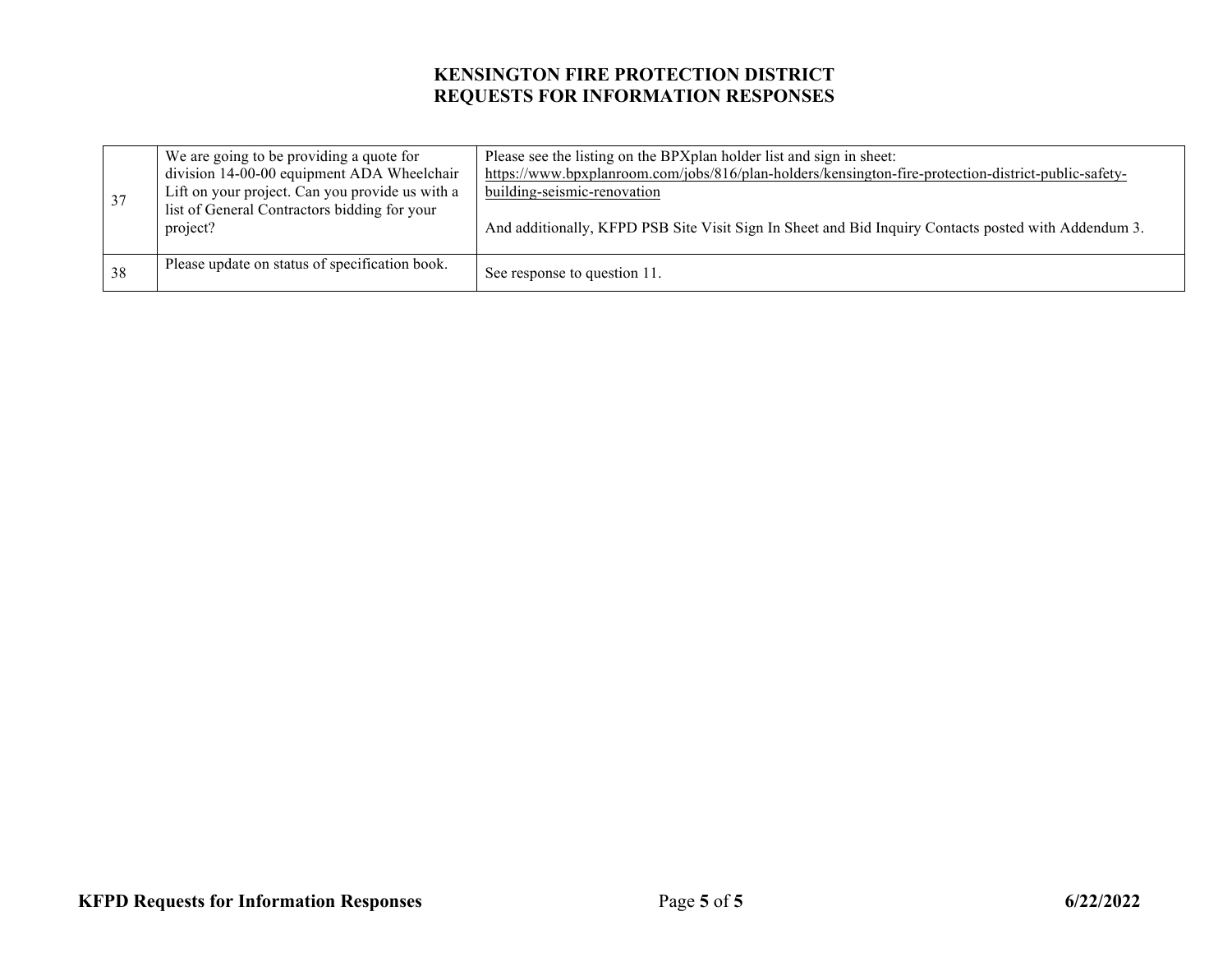# KENSINGTON FIRE PROTECTION DISTRICT
# REQUESTS FOR INFORMATION RESPONSES

| | | |
|---|---|---|
| 37 | We are going to be providing a quote for division 14-00-00 equipment ADA Wheelchair Lift on your project. Can you provide us with a list of General Contractors bidding for your project? | Please see the listing on the BPXplan holder list and sign in sheet: https://www.bpxplanroom.com/jobs/816/plan-holders/kensington-fire-protection-district-public-safety-building-seismic-renovation<br><br>And additionally, KFPD PSB Site Visit Sign In Sheet and Bid Inquiry Contacts posted with Addendum 3. |
| 38 | Please update on status of specification book. | See response to question 11. |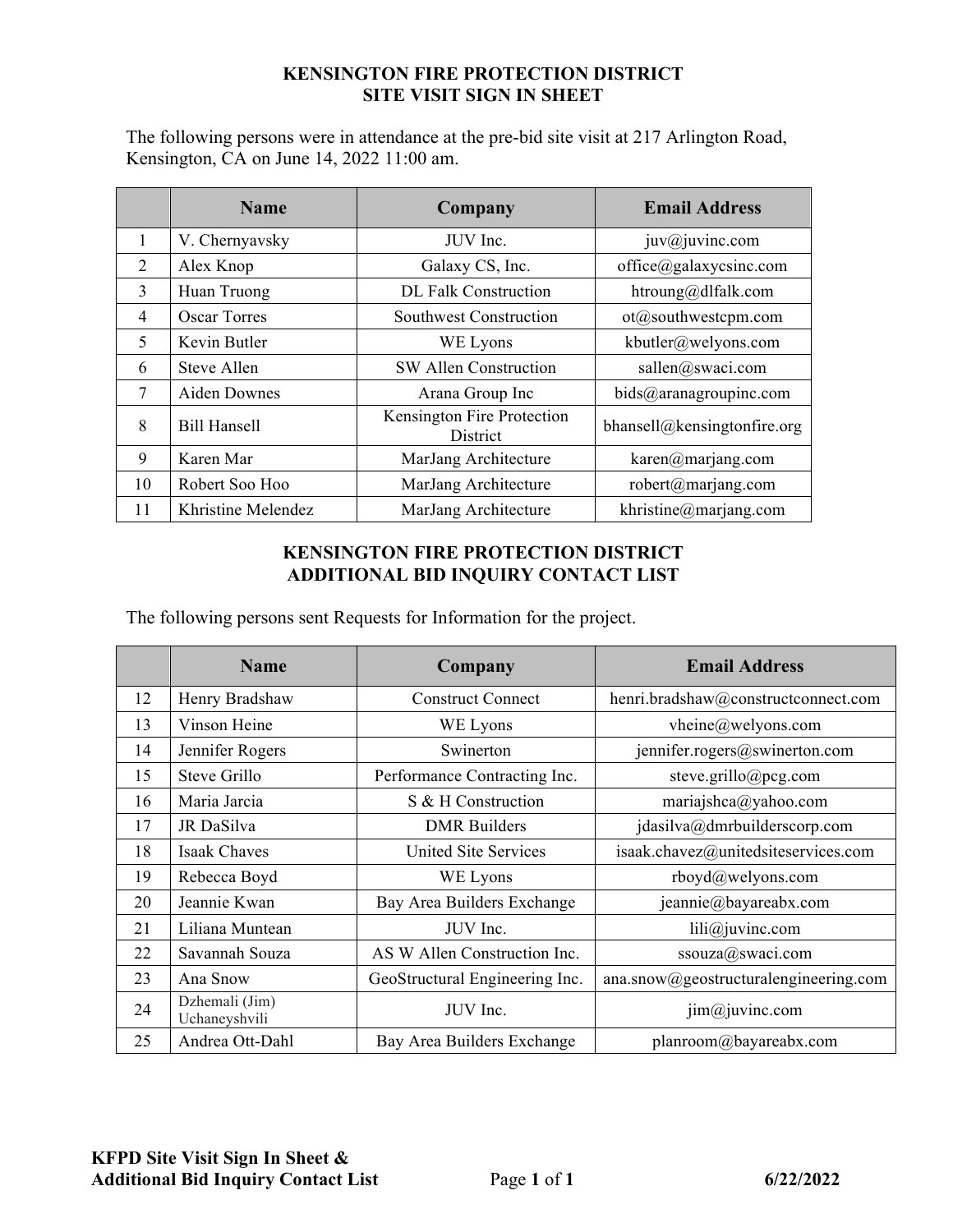**KENSINGTON FIRE PROTECTION DISTRICT**
**SITE VISIT SIGN IN SHEET**

The following persons were in attendance at the pre-bid site visit at 217 Arlington Road, Kensington, CA on June 14, 2022 11:00 am.

| | Name | Company | Email Address |
|---|---|---|---|
| 1 | V. Chernyavsky | JUV Inc. | juv@juvinc.com |
| 2 | Alex Knop | Galaxy CS, Inc. | office@galaxycsinc.com |
| 3 | Huan Truong | DL Falk Construction | htroung@dlfalk.com |
| 4 | Oscar Torres | Southwest Construction | ot@southwestcpm.com |
| 5 | Kevin Butler | WE Lyons | kbutler@welyons.com |
| 6 | Steve Allen | SW Allen Construction | sallen@swaci.com |
| 7 | Aiden Downes | Arana Group Inc | bids@aranagroupinc.com |
| 8 | Bill Hansell | Kensington Fire Protection District | bhansell@kensingtonfire.org |
| 9 | Karen Mar | MarJang Architecture | karen@marjang.com |
| 10 | Robert Soo Hoo | MarJang Architecture | robert@marjang.com |
| 11 | Khristine Melendez | MarJang Architecture | khristine@marjang.com |

**KENSINGTON FIRE PROTECTION DISTRICT**
**ADDITIONAL BID INQUIRY CONTACT LIST**

The following persons sent Requests for Information for the project.

| | Name | Company | Email Address |
|---|---|---|---|
| 12 | Henry Bradshaw | Construct Connect | henri.bradshaw@constructconnect.com |
| 13 | Vinson Heine | WE Lyons | vheine@welyons.com |
| 14 | Jennifer Rogers | Swinerton | jennifer.rogers@swinerton.com |
| 15 | Steve Grillo | Performance Contracting Inc. | steve.grillo@pcg.com |
| 16 | Maria Jarcia | S & H Construction | mariajshca@yahoo.com |
| 17 | JR DaSilva | DMR Builders | jdasilva@dmrbuilderscorp.com |
| 18 | Isaak Chaves | United Site Services | isaak.chavez@unitedsiteservices.com |
| 19 | Rebecca Boyd | WE Lyons | rboyd@welyons.com |
| 20 | Jeannie Kwan | Bay Area Builders Exchange | jeannie@bayareabx.com |
| 21 | Liliana Muntean | JUV Inc. | lili@juvinc.com |
| 22 | Savannah Souza | AS W Allen Construction Inc. | ssouza@swaci.com |
| 23 | Ana Snow | GeoStructural Engineering Inc. | ana.snow@geostructuralengineering.com |
| 24 | Dzhemali (Jim) Uchaneyshvili | JUV Inc. | jim@juvinc.com |
| 25 | Andrea Ott-Dahl | Bay Area Builders Exchange | planroom@bayareabx.com |

**KFPD Site Visit Sign In Sheet & Additional Bid Inquiry Contact List** 6/22/2022